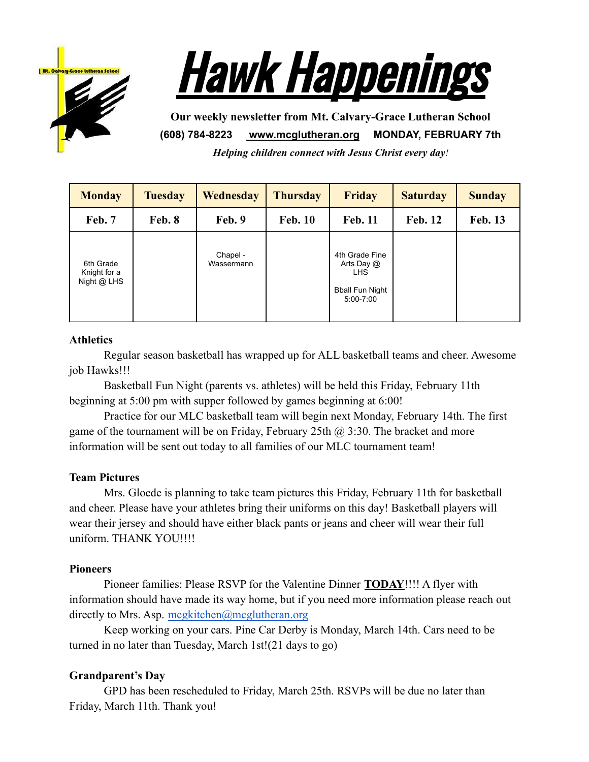# Hawk Happenings

**Our weekly newsletter from Mt. Calvary-Grace Lutheran School**

**(608) 784-8223** **www.mcglutheran.org** **MONDAY, FEBRUARY 7th**

***Helping children connect with Jesus Christ every day!***

| Monday | Tuesday | Wednesday | Thursday | Friday | Saturday | Sunday |
|---|---|---|---|---|---|---|
| **Feb. 7** | **Feb. 8** | **Feb. 9** | **Feb. 10** | **Feb. 11** | **Feb. 12** | **Feb. 13** |
| 6th Grade Knight for a Night @ LHS | | Chapel - Wassermann | | 4th Grade Fine Arts Day @ LHS<br><br>Bball Fun Night 5:00-7:00 | | |

**Athletics**

Regular season basketball has wrapped up for ALL basketball teams and cheer. Awesome job Hawks!!!

Basketball Fun Night (parents vs. athletes) will be held this Friday, February 11th beginning at 5:00 pm with supper followed by games beginning at 6:00!

Practice for our MLC basketball team will begin next Monday, February 14th. The first game of the tournament will be on Friday, February 25th @ 3:30. The bracket and more information will be sent out today to all families of our MLC tournament team!

**Team Pictures**

Mrs. Gloede is planning to take team pictures this Friday, February 11th for basketball and cheer. Please have your athletes bring their uniforms on this day! Basketball players will wear their jersey and should have either black pants or jeans and cheer will wear their full uniform. THANK YOU!!!!

**Pioneers**

Pioneer families: Please RSVP for the Valentine Dinner **TODAY**!!!! A flyer with information should have made its way home, but if you need more information please reach out directly to Mrs. Asp. mcgkitchen@mcglutheran.org

Keep working on your cars. Pine Car Derby is Monday, March 14th. Cars need to be turned in no later than Tuesday, March 1st!(21 days to go)

**Grandparent's Day**

GPD has been rescheduled to Friday, March 25th. RSVPs will be due no later than Friday, March 11th. Thank you!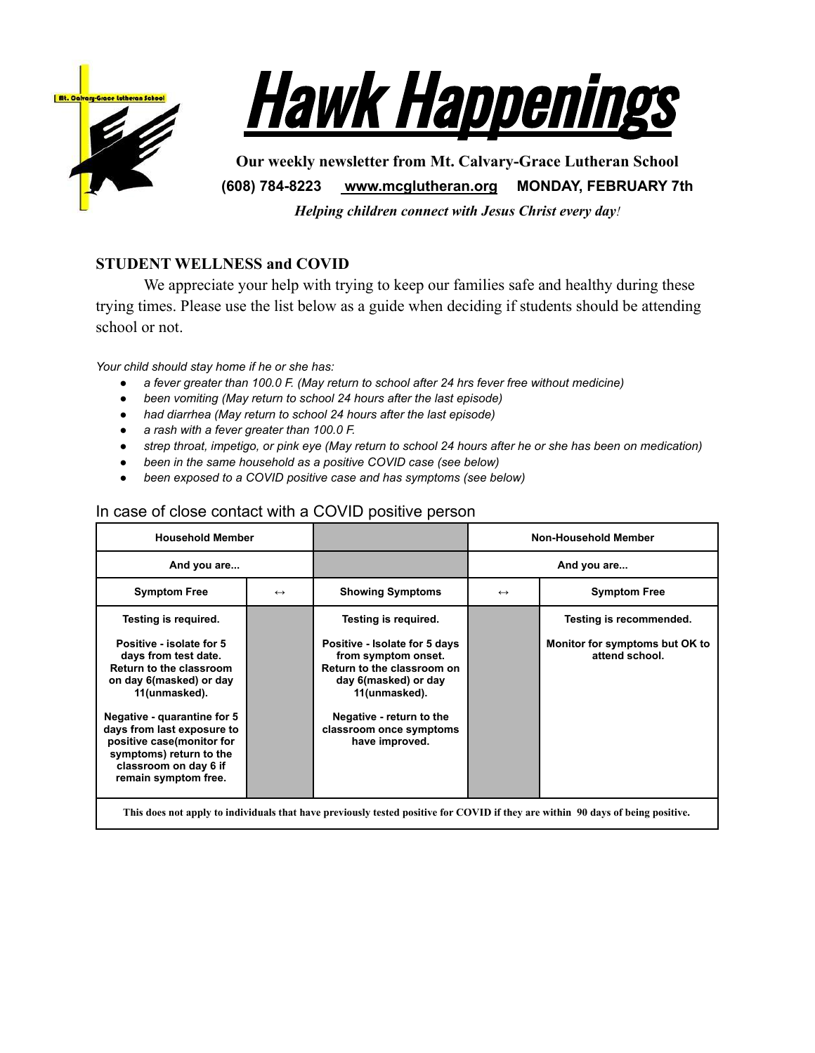// Hawk Happenings

**Our weekly newsletter from Mt. Calvary-Grace Lutheran School**

**(608) 784-8223 www.mcglutheran.org MONDAY, FEBRUARY 7th**

***Helping children connect with Jesus Christ every day!***

**STUDENT WELLNESS and COVID**

We appreciate your help with trying to keep our families safe and healthy during these trying times. Please use the list below as a guide when deciding if students should be attending school or not.

*Your child should stay home if he or she has:*

- *a fever greater than 100.0 F. (May return to school after 24 hrs fever free without medicine)*
- *been vomiting (May return to school 24 hours after the last episode)*
- *had diarrhea (May return to school 24 hours after the last episode)*
- *a rash with a fever greater than 100.0 F.*
- *strep throat, impetigo, or pink eye (May return to school 24 hours after he or she has been on medication)*
- *been in the same household as a positive COVID case (see below)*
- *been exposed to a COVID positive case and has symptoms (see below)*

In case of close contact with a COVID positive person

| Household Member | | | | Non-Household Member |
|---|---|---|---|---|
| And you are... | | | | And you are... |
| Symptom Free | ↔ | Showing Symptoms | ↔ | Symptom Free |
| Testing is required.<br><br>Positive - isolate for 5 days from test date. Return to the classroom on day 6(masked) or day 11(unmasked).<br><br>Negative - quarantine for 5 days from last exposure to positive case(monitor for symptoms) return to the classroom on day 6 if remain symptom free. | | Testing is required.<br><br>Positive - Isolate for 5 days from symptom onset. Return to the classroom on day 6(masked) or day 11(unmasked).<br><br>Negative - return to the classroom once symptoms have improved. | | Testing is recommended.<br><br>Monitor for symptoms but OK to attend school. |
| This does not apply to individuals that have previously tested positive for COVID if they are within 90 days of being positive. | | | | |